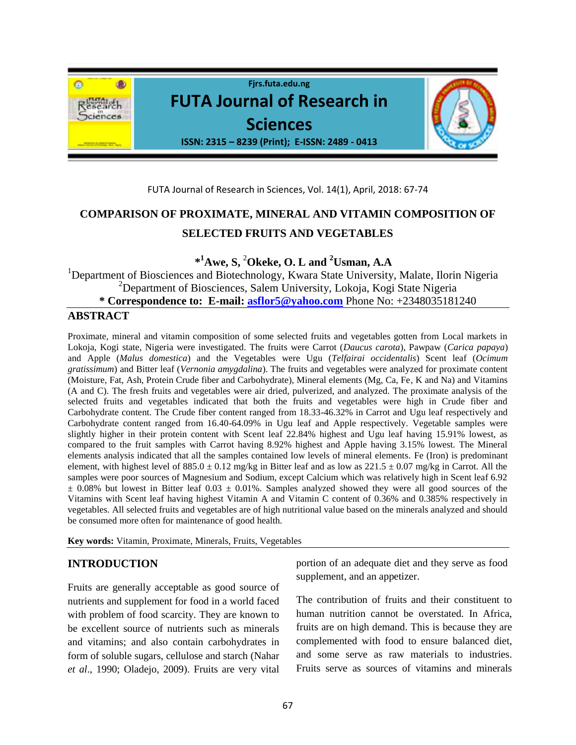# COMPARISON OF PROXIMATE, MINERAL AND VITAMIN COMPOSITION OF SELECTED FRUITS AND VEGETABLES

**\*[1]Awe, S, [2]Okeke, O. L and [2]Usman, A.A**

[1]Department of Biosciences and Biotechnology, Kwara State University, Malate, Ilorin Nigeria
[2]Department of Biosciences, Salem University, Lokoja, Kogi State Nigeria
**\* Correspondence to: E-mail: asflor5@yahoo.com** Phone No: +2348035181240

## ABSTRACT

Proximate, mineral and vitamin composition of some selected fruits and vegetables gotten from Local markets in Lokoja, Kogi state, Nigeria were investigated. The fruits were Carrot (*Daucus carota*), Pawpaw (*Carica papaya*) and Apple (*Malus domestica*) and the Vegetables were Ugu (*Telfairai occidentalis*) Scent leaf (*Ocimum gratissimum*) and Bitter leaf (*Vernonia amygdalina*). The fruits and vegetables were analyzed for proximate content (Moisture, Fat, Ash, Protein Crude fiber and Carbohydrate), Mineral elements (Mg, Ca, Fe, K and Na) and Vitamins (A and C). The fresh fruits and vegetables were air dried, pulverized, and analyzed. The proximate analysis of the selected fruits and vegetables indicated that both the fruits and vegetables were high in Crude fiber and Carbohydrate content. The Crude fiber content ranged from 18.33-46.32% in Carrot and Ugu leaf respectively and Carbohydrate content ranged from 16.40-64.09% in Ugu leaf and Apple respectively. Vegetable samples were slightly higher in their protein content with Scent leaf 22.84% highest and Ugu leaf having 15.91% lowest, as compared to the fruit samples with Carrot having 8.92% highest and Apple having 3.15% lowest. The Mineral elements analysis indicated that all the samples contained low levels of mineral elements. Fe (Iron) is predominant element, with highest level of 885.0 ± 0.12 mg/kg in Bitter leaf and as low as 221.5 ± 0.07 mg/kg in Carrot. All the samples were poor sources of Magnesium and Sodium, except Calcium which was relatively high in Scent leaf 6.92 ± 0.08% but lowest in Bitter leaf 0.03 ± 0.01%. Samples analyzed showed they were all good sources of the Vitamins with Scent leaf having highest Vitamin A and Vitamin C content of 0.36% and 0.385% respectively in vegetables. All selected fruits and vegetables are of high nutritional value based on the minerals analyzed and should be consumed more often for maintenance of good health.

**Key words:** Vitamin, Proximate, Minerals, Fruits, Vegetables

## INTRODUCTION

Fruits are generally acceptable as good source of nutrients and supplement for food in a world faced with problem of food scarcity. They are known to be excellent source of nutrients such as minerals and vitamins; and also contain carbohydrates in form of soluble sugars, cellulose and starch (Nahar *et al*., 1990; Oladejo, 2009). Fruits are very vital portion of an adequate diet and they serve as food supplement, and an appetizer.

The contribution of fruits and their constituent to human nutrition cannot be overstated. In Africa, fruits are on high demand. This is because they are complemented with food to ensure balanced diet, and some serve as raw materials to industries. Fruits serve as sources of vitamins and minerals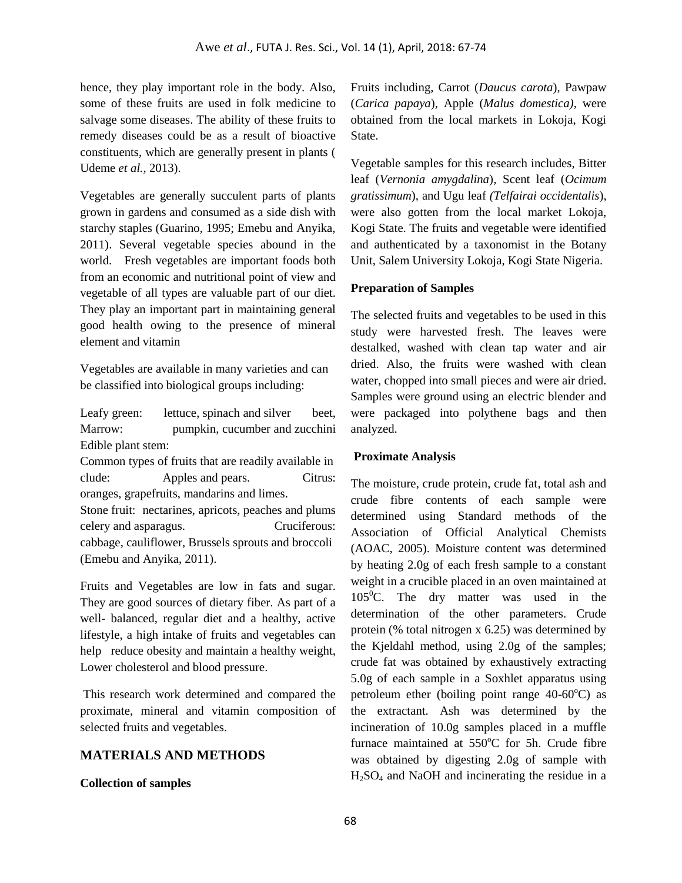hence, they play important role in the body. Also, some of these fruits are used in folk medicine to salvage some diseases. The ability of these fruits to remedy diseases could be as a result of bioactive constituents, which are generally present in plants ( Udeme *et al.*, 2013).

Vegetables are generally succulent parts of plants grown in gardens and consumed as a side dish with starchy staples (Guarino, 1995; Emebu and Anyika, 2011). Several vegetable species abound in the world. Fresh vegetables are important foods both from an economic and nutritional point of view and vegetable of all types are valuable part of our diet. They play an important part in maintaining general good health owing to the presence of mineral element and vitamin

Vegetables are available in many varieties and can be classified into biological groups including:

Leafy green: lettuce, spinach and silver beet, Marrow: pumpkin, cucumber and zucchini Edible plant stem:
Common types of fruits that are readily available in clude: Apples and pears. Citrus: oranges, grapefruits, mandarins and limes.
Stone fruit: nectarines, apricots, peaches and plums celery and asparagus. Cruciferous: cabbage, cauliflower, Brussels sprouts and broccoli (Emebu and Anyika, 2011).

Fruits and Vegetables are low in fats and sugar. They are good sources of dietary fiber. As part of a well- balanced, regular diet and a healthy, active lifestyle, a high intake of fruits and vegetables can help reduce obesity and maintain a healthy weight, Lower cholesterol and blood pressure.

This research work determined and compared the proximate, mineral and vitamin composition of selected fruits and vegetables.

## MATERIALS AND METHODS

**Collection of samples**

Fruits including, Carrot (*Daucus carota*), Pawpaw (*Carica papaya*), Apple (*Malus domestica)*, were obtained from the local markets in Lokoja, Kogi State.

Vegetable samples for this research includes, Bitter leaf (*Vernonia amygdalina*), Scent leaf (*Ocimum gratissimum*), and Ugu leaf *(Telfairai occidentalis*), were also gotten from the local market Lokoja, Kogi State. The fruits and vegetable were identified and authenticated by a taxonomist in the Botany Unit, Salem University Lokoja, Kogi State Nigeria.

**Preparation of Samples**

The selected fruits and vegetables to be used in this study were harvested fresh. The leaves were destalked, washed with clean tap water and air dried. Also, the fruits were washed with clean water, chopped into small pieces and were air dried. Samples were ground using an electric blender and were packaged into polythene bags and then analyzed.

**Proximate Analysis**

The moisture, crude protein, crude fat, total ash and crude fibre contents of each sample were determined using Standard methods of the Association of Official Analytical Chemists (AOAC, 2005). Moisture content was determined by heating 2.0g of each fresh sample to a constant weight in a crucible placed in an oven maintained at $105^0$C. The dry matter was used in the determination of the other parameters. Crude protein (% total nitrogen x 6.25) was determined by the Kjeldahl method, using 2.0g of the samples; crude fat was obtained by exhaustively extracting 5.0g of each sample in a Soxhlet apparatus using petroleum ether (boiling point range 40-60$^o$C) as the extractant. Ash was determined by the incineration of 10.0g samples placed in a muffle furnace maintained at 550$^o$C for 5h. Crude fibre was obtained by digesting 2.0g of sample with $H_2SO_4$ and NaOH and incinerating the residue in a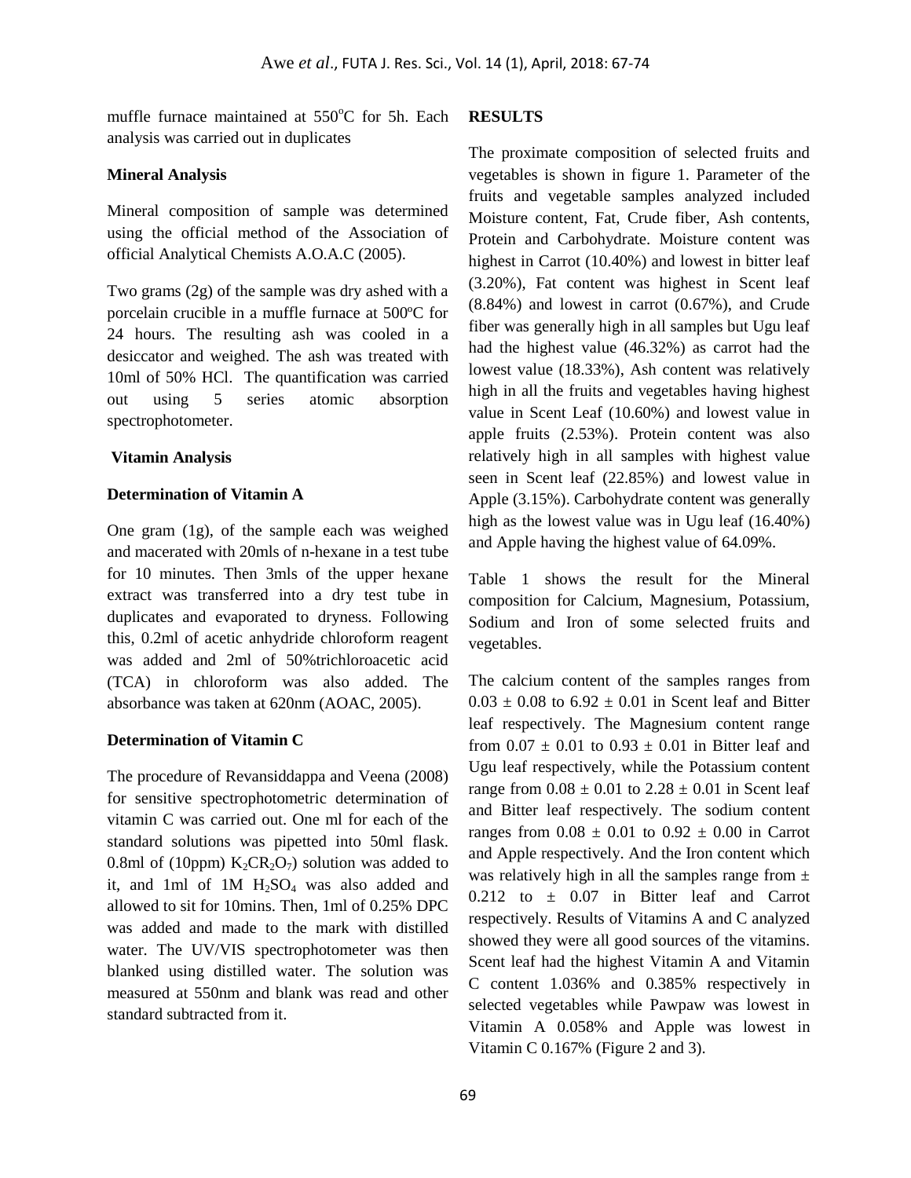muffle furnace maintained at 550$^{o}$C for 5h. Each analysis was carried out in duplicates

**Mineral Analysis**

Mineral composition of sample was determined using the official method of the Association of official Analytical Chemists A.O.A.C (2005).

Two grams (2g) of the sample was dry ashed with a porcelain crucible in a muffle furnace at 500ºC for 24 hours. The resulting ash was cooled in a desiccator and weighed. The ash was treated with 10ml of 50% HCl. The quantification was carried out using 5 series atomic absorption spectrophotometer.

**Vitamin Analysis**

**Determination of Vitamin A**

One gram (1g), of the sample each was weighed and macerated with 20mls of n-hexane in a test tube for 10 minutes. Then 3mls of the upper hexane extract was transferred into a dry test tube in duplicates and evaporated to dryness. Following this, 0.2ml of acetic anhydride chloroform reagent was added and 2ml of 50%trichloroacetic acid (TCA) in chloroform was also added. The absorbance was taken at 620nm (AOAC, 2005).

**Determination of Vitamin C**

The procedure of Revansiddappa and Veena (2008) for sensitive spectrophotometric determination of vitamin C was carried out. One ml for each of the standard solutions was pipetted into 50ml flask. 0.8ml of (10ppm) $K_2CR_2O_7$) solution was added to it, and 1ml of 1M $H_2SO_4$ was also added and allowed to sit for 10mins. Then, 1ml of 0.25% DPC was added and made to the mark with distilled water. The UV/VIS spectrophotometer was then blanked using distilled water. The solution was measured at 550nm and blank was read and other standard subtracted from it.

**RESULTS**

The proximate composition of selected fruits and vegetables is shown in figure 1. Parameter of the fruits and vegetable samples analyzed included Moisture content, Fat, Crude fiber, Ash contents, Protein and Carbohydrate. Moisture content was highest in Carrot (10.40%) and lowest in bitter leaf (3.20%), Fat content was highest in Scent leaf (8.84%) and lowest in carrot (0.67%), and Crude fiber was generally high in all samples but Ugu leaf had the highest value (46.32%) as carrot had the lowest value (18.33%), Ash content was relatively high in all the fruits and vegetables having highest value in Scent Leaf (10.60%) and lowest value in apple fruits (2.53%). Protein content was also relatively high in all samples with highest value seen in Scent leaf (22.85%) and lowest value in Apple (3.15%). Carbohydrate content was generally high as the lowest value was in Ugu leaf (16.40%) and Apple having the highest value of 64.09%.

Table 1 shows the result for the Mineral composition for Calcium, Magnesium, Potassium, Sodium and Iron of some selected fruits and vegetables.

The calcium content of the samples ranges from $0.03 \pm 0.08$ to $6.92 \pm 0.01$ in Scent leaf and Bitter leaf respectively. The Magnesium content range from $0.07 \pm 0.01$ to $0.93 \pm 0.01$ in Bitter leaf and Ugu leaf respectively, while the Potassium content range from $0.08 \pm 0.01$ to $2.28 \pm 0.01$ in Scent leaf and Bitter leaf respectively. The sodium content ranges from $0.08 \pm 0.01$ to $0.92 \pm 0.00$ in Carrot and Apple respectively. And the Iron content which was relatively high in all the samples range from $\pm$ 0.212 to $\pm$ 0.07 in Bitter leaf and Carrot respectively. Results of Vitamins A and C analyzed showed they were all good sources of the vitamins. Scent leaf had the highest Vitamin A and Vitamin C content 1.036% and 0.385% respectively in selected vegetables while Pawpaw was lowest in Vitamin A 0.058% and Apple was lowest in Vitamin C 0.167% (Figure 2 and 3).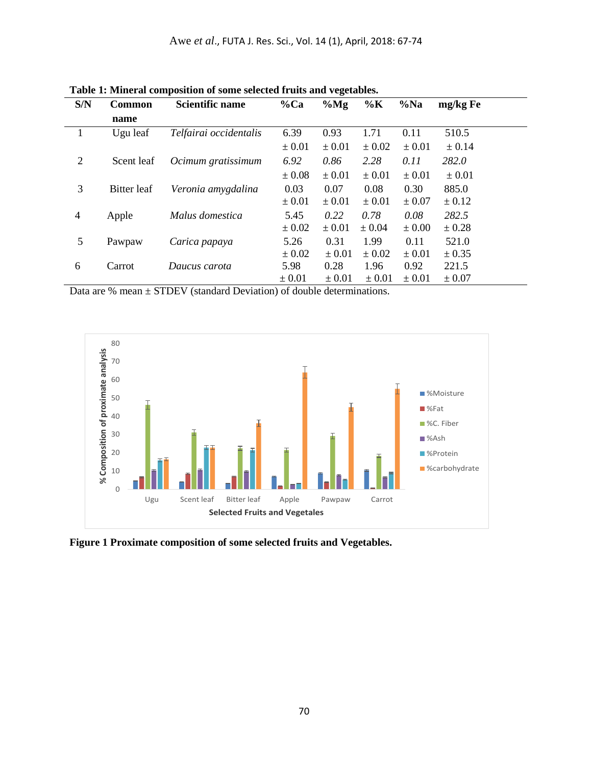**Table 1: Mineral composition of some selected fruits and vegetables.**

| S/N | Common name | Scientific name | %Ca | %Mg | %K | %Na | mg/kg Fe |
|---|---|---|---|---|---|---|---|
| 1 | Ugu leaf | *Telfairai occidentalis* | 6.39 ± 0.01 | 0.93 ± 0.01 | 1.71 ± 0.02 | 0.11 ± 0.01 | 510.5 ± 0.14 |
| 2 | Scent leaf | *Ocimum gratissimum* | *6.92* ± 0.08 | *0.86* ± 0.01 | *2.28* ± 0.01 | *0.11* ± 0.01 | *282.0* ± 0.01 |
| 3 | Bitter leaf | *Veronia amygdalina* | 0.03 ± 0.01 | 0.07 ± 0.01 | 0.08 ± 0.01 | 0.30 ± 0.07 | 885.0 ± 0.12 |
| 4 | Apple | *Malus domestica* | 5.45 ± 0.02 | *0.22* ± 0.01 | *0.78* ± 0.04 | *0.08* ± 0.00 | *282.5* ± 0.28 |
| 5 | Pawpaw | *Carica papaya* | 5.26 ± 0.02 | 0.31 ± 0.01 | 1.99 ± 0.02 | 0.11 ± 0.01 | 521.0 ± 0.35 |
| 6 | Carrot | *Daucus carota* | 5.98 ± 0.01 | 0.28 ± 0.01 | 1.96 ± 0.01 | 0.92 ± 0.01 | 221.5 ± 0.07 |

Data are % mean ± STDEV (standard Deviation) of double determinations.

**Figure 1 Proximate composition of some selected fruits and Vegetables.**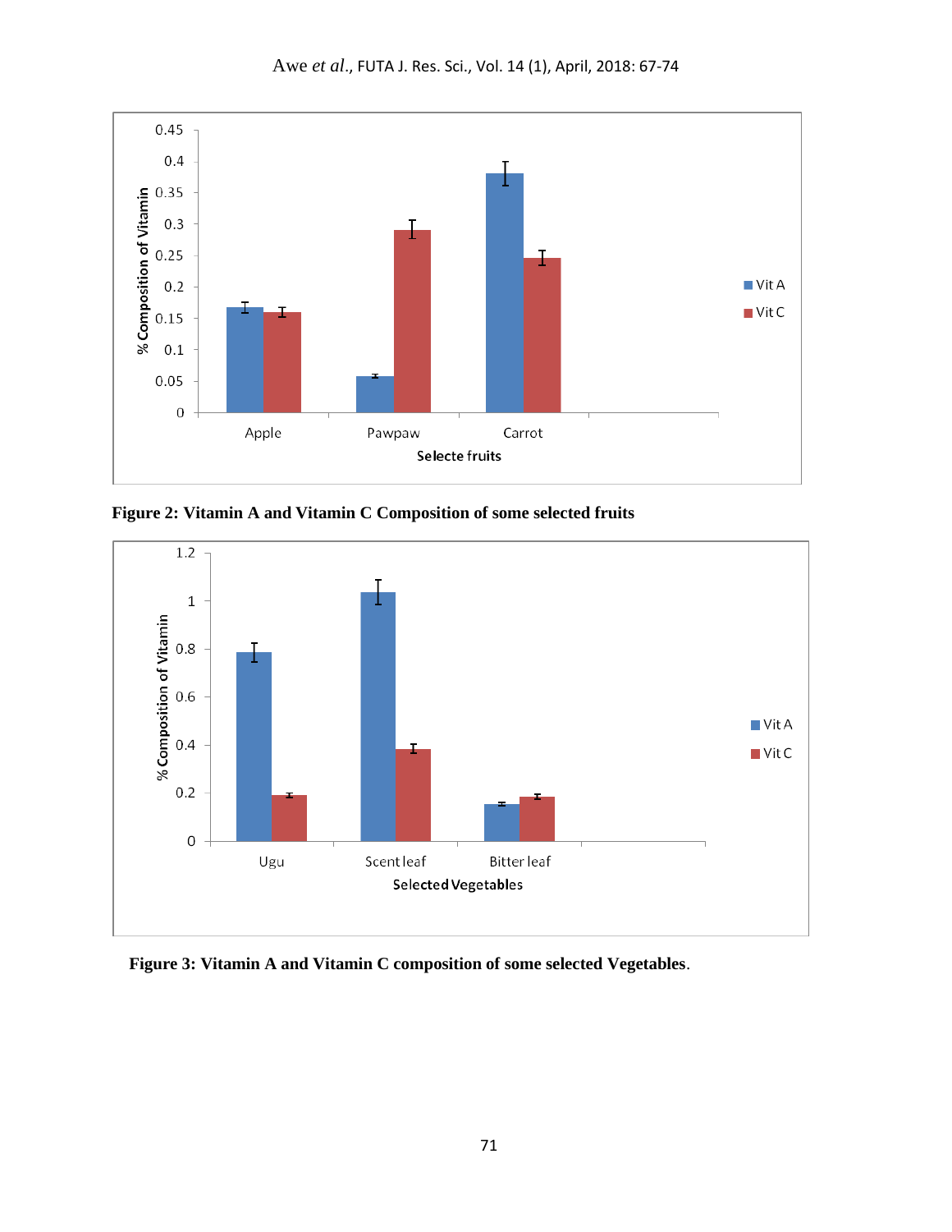Figure 2: **Vitamin A and Vitamin C Composition of some selected fruits**

Figure 3: **Vitamin A and Vitamin C composition of some selected Vegetables**.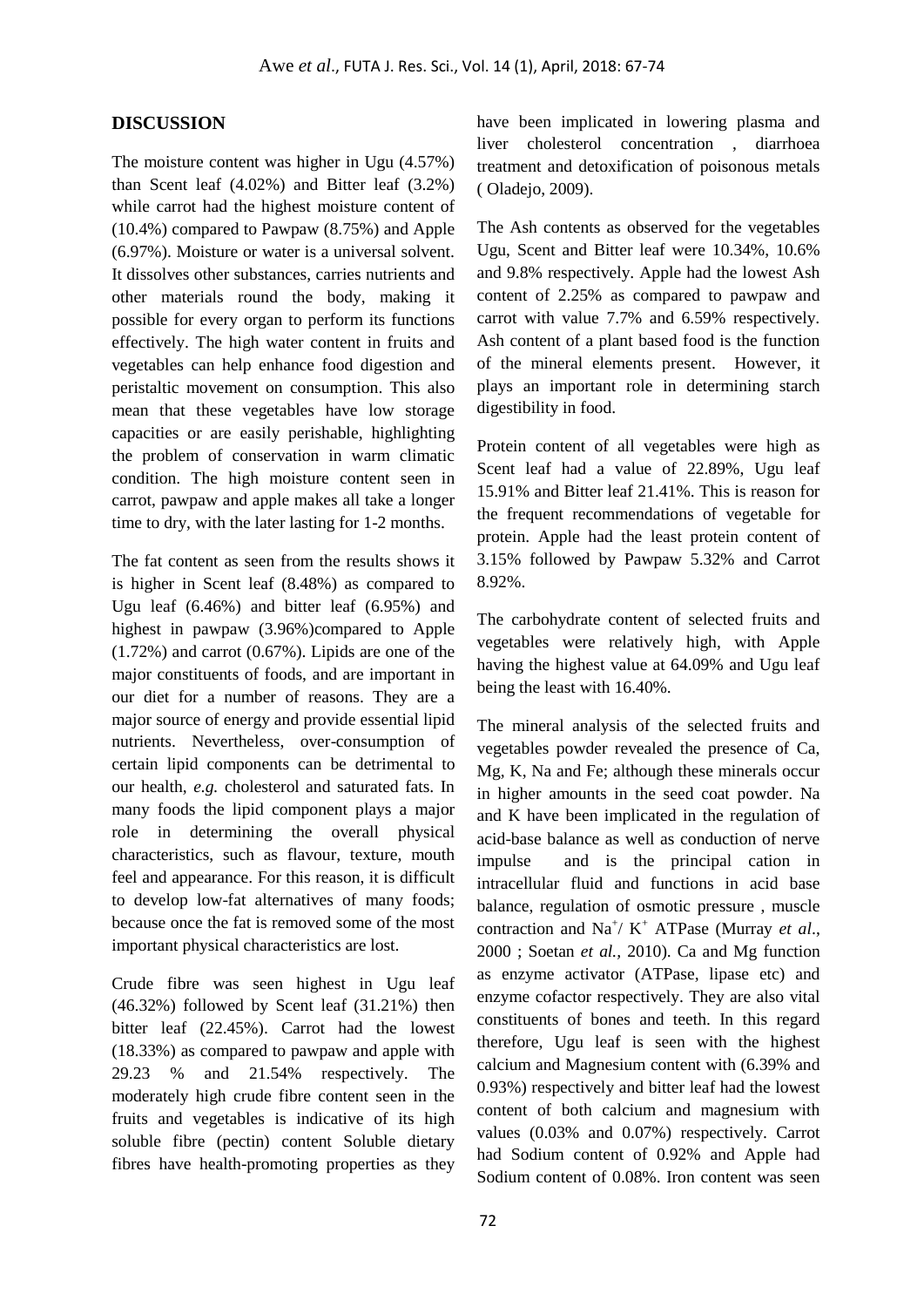## DISCUSSION

The moisture content was higher in Ugu (4.57%) than Scent leaf (4.02%) and Bitter leaf (3.2%) while carrot had the highest moisture content of (10.4%) compared to Pawpaw (8.75%) and Apple (6.97%). Moisture or water is a universal solvent. It dissolves other substances, carries nutrients and other materials round the body, making it possible for every organ to perform its functions effectively. The high water content in fruits and vegetables can help enhance food digestion and peristaltic movement on consumption. This also mean that these vegetables have low storage capacities or are easily perishable, highlighting the problem of conservation in warm climatic condition. The high moisture content seen in carrot, pawpaw and apple makes all take a longer time to dry, with the later lasting for 1-2 months.

The fat content as seen from the results shows it is higher in Scent leaf (8.48%) as compared to Ugu leaf (6.46%) and bitter leaf (6.95%) and highest in pawpaw (3.96%)compared to Apple (1.72%) and carrot (0.67%). Lipids are one of the major constituents of foods, and are important in our diet for a number of reasons. They are a major source of energy and provide essential lipid nutrients. Nevertheless, over-consumption of certain lipid components can be detrimental to our health, *e.g.* cholesterol and saturated fats. In many foods the lipid component plays a major role in determining the overall physical characteristics, such as flavour, texture, mouth feel and appearance. For this reason, it is difficult to develop low-fat alternatives of many foods; because once the fat is removed some of the most important physical characteristics are lost.

Crude fibre was seen highest in Ugu leaf (46.32%) followed by Scent leaf (31.21%) then bitter leaf (22.45%). Carrot had the lowest (18.33%) as compared to pawpaw and apple with 29.23 % and 21.54% respectively. The moderately high crude fibre content seen in the fruits and vegetables is indicative of its high soluble fibre (pectin) content Soluble dietary fibres have health-promoting properties as they have been implicated in lowering plasma and liver cholesterol concentration , diarrhoea treatment and detoxification of poisonous metals ( Oladejo, 2009).

The Ash contents as observed for the vegetables Ugu, Scent and Bitter leaf were 10.34%, 10.6% and 9.8% respectively. Apple had the lowest Ash content of 2.25% as compared to pawpaw and carrot with value 7.7% and 6.59% respectively. Ash content of a plant based food is the function of the mineral elements present. However, it plays an important role in determining starch digestibility in food.

Protein content of all vegetables were high as Scent leaf had a value of 22.89%, Ugu leaf 15.91% and Bitter leaf 21.41%. This is reason for the frequent recommendations of vegetable for protein. Apple had the least protein content of 3.15% followed by Pawpaw 5.32% and Carrot 8.92%.

The carbohydrate content of selected fruits and vegetables were relatively high, with Apple having the highest value at 64.09% and Ugu leaf being the least with 16.40%.

The mineral analysis of the selected fruits and vegetables powder revealed the presence of Ca, Mg, K, Na and Fe; although these minerals occur in higher amounts in the seed coat powder. Na and K have been implicated in the regulation of acid-base balance as well as conduction of nerve impulse and is the principal cation in intracellular fluid and functions in acid base balance, regulation of osmotic pressure , muscle contraction and $Na^+$/ $K^+$ ATPase (Murray *et al*., 2000 ; Soetan *et al.,* 2010). Ca and Mg function as enzyme activator (ATPase, lipase etc) and enzyme cofactor respectively. They are also vital constituents of bones and teeth. In this regard therefore, Ugu leaf is seen with the highest calcium and Magnesium content with (6.39% and 0.93%) respectively and bitter leaf had the lowest content of both calcium and magnesium with values (0.03% and 0.07%) respectively. Carrot had Sodium content of 0.92% and Apple had Sodium content of 0.08%. Iron content was seen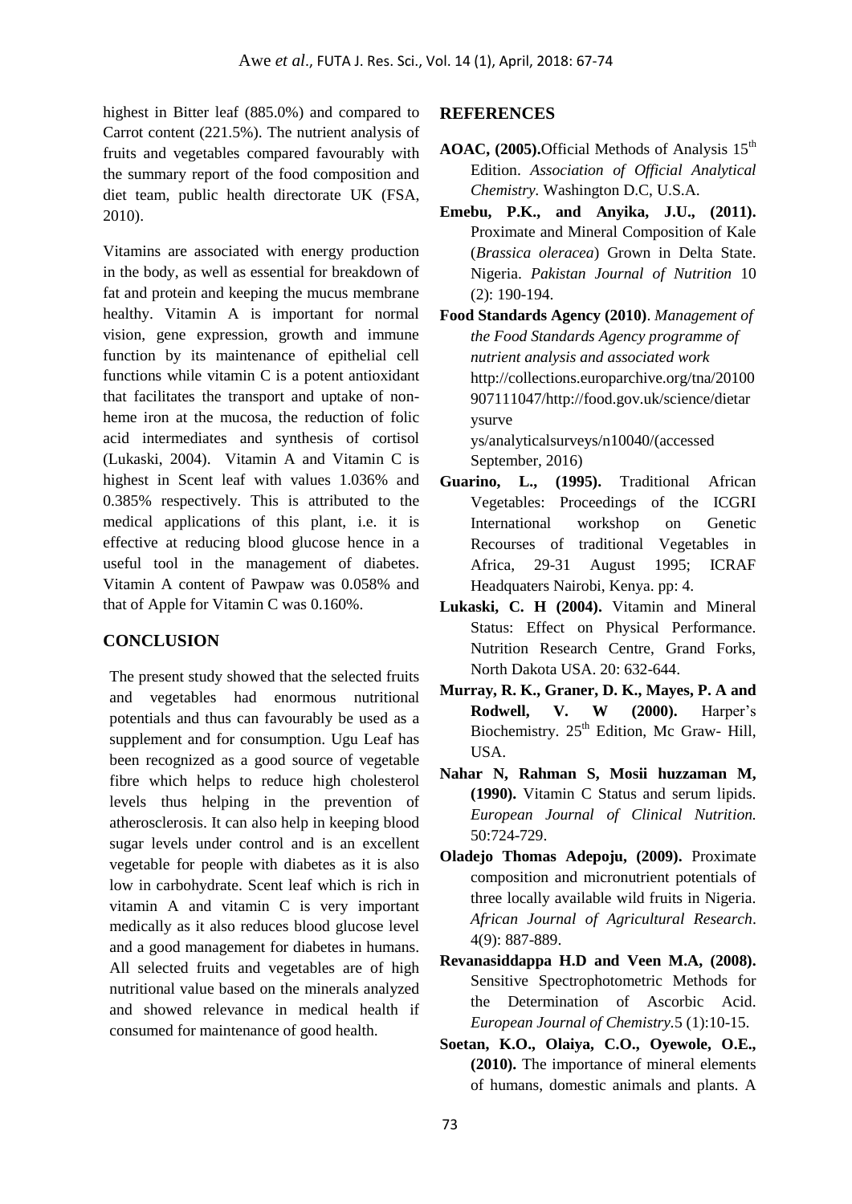highest in Bitter leaf (885.0%) and compared to Carrot content (221.5%). The nutrient analysis of fruits and vegetables compared favourably with the summary report of the food composition and diet team, public health directorate UK (FSA, 2010).

Vitamins are associated with energy production in the body, as well as essential for breakdown of fat and protein and keeping the mucus membrane healthy. Vitamin A is important for normal vision, gene expression, growth and immune function by its maintenance of epithelial cell functions while vitamin C is a potent antioxidant that facilitates the transport and uptake of non-heme iron at the mucosa, the reduction of folic acid intermediates and synthesis of cortisol (Lukaski, 2004). Vitamin A and Vitamin C is highest in Scent leaf with values 1.036% and 0.385% respectively. This is attributed to the medical applications of this plant, i.e. it is effective at reducing blood glucose hence in a useful tool in the management of diabetes. Vitamin A content of Pawpaw was 0.058% and that of Apple for Vitamin C was 0.160%.

## CONCLUSION

The present study showed that the selected fruits and vegetables had enormous nutritional potentials and thus can favourably be used as a supplement and for consumption. Ugu Leaf has been recognized as a good source of vegetable fibre which helps to reduce high cholesterol levels thus helping in the prevention of atherosclerosis. It can also help in keeping blood sugar levels under control and is an excellent vegetable for people with diabetes as it is also low in carbohydrate. Scent leaf which is rich in vitamin A and vitamin C is very important medically as it also reduces blood glucose level and a good management for diabetes in humans. All selected fruits and vegetables are of high nutritional value based on the minerals analyzed and showed relevance in medical health if consumed for maintenance of good health.

## REFERENCES

**AOAC, (2005).**Official Methods of Analysis 15th Edition. *Association of Official Analytical Chemistry.* Washington D.C, U.S.A.

**Emebu, P.K., and Anyika, J.U., (2011).** Proximate and Mineral Composition of Kale (*Brassica oleracea*) Grown in Delta State. Nigeria. *Pakistan Journal of Nutrition* 10 (2): 190-194.

**Food Standards Agency (2010)**. *Management of the Food Standards Agency programme of nutrient analysis and associated work* http://collections.europarchive.org/tna/20100907111047/http://food.gov.uk/science/dietarysurveys/analyticalsurveys/n10040/(accessed September, 2016)

**Guarino, L., (1995).** Traditional African Vegetables: Proceedings of the ICGRI International workshop on Genetic Recourses of traditional Vegetables in Africa, 29-31 August 1995; ICRAF Headquaters Nairobi, Kenya. pp: 4.

**Lukaski, C. H (2004).** Vitamin and Mineral Status: Effect on Physical Performance. Nutrition Research Centre, Grand Forks, North Dakota USA. 20: 632-644.

**Murray, R. K., Graner, D. K., Mayes, P. A and Rodwell, V. W (2000).** Harper's Biochemistry. 25th Edition, Mc Graw- Hill, USA.

**Nahar N, Rahman S, Mosii huzzaman M, (1990).** Vitamin C Status and serum lipids. *European Journal of Clinical Nutrition.* 50:724-729.

**Oladejo Thomas Adepoju, (2009).** Proximate composition and micronutrient potentials of three locally available wild fruits in Nigeria. *African Journal of Agricultural Research*. 4(9): 887-889.

**Revanasiddappa H.D and Veen M.A, (2008).** Sensitive Spectrophotometric Methods for the Determination of Ascorbic Acid. *European Journal of Chemistry*.5 (1):10-15.

**Soetan, K.O., Olaiya, C.O., Oyewole, O.E., (2010).** The importance of mineral elements of humans, domestic animals and plants. A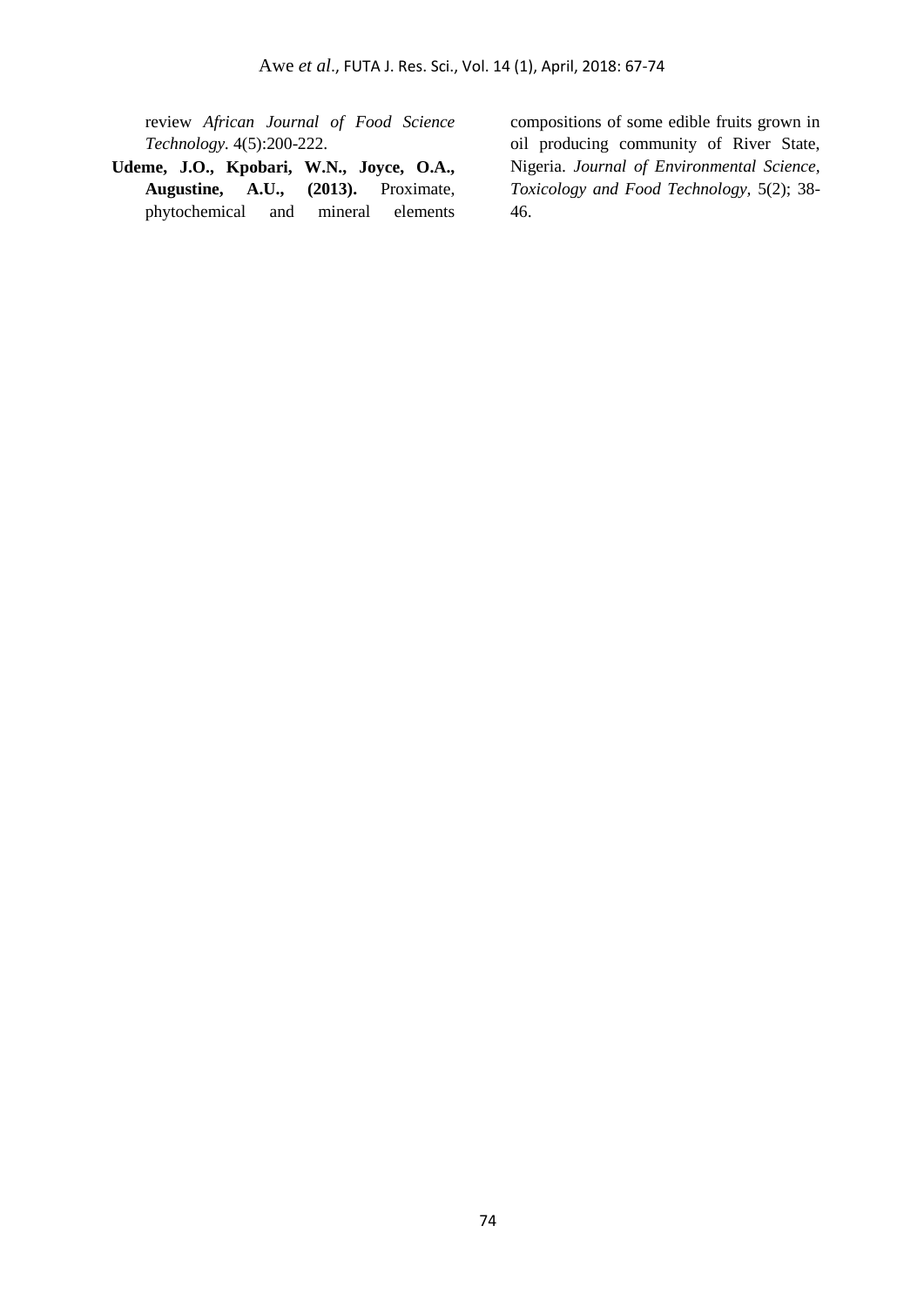review *African Journal of Food Science Technology.* 4(5):200-222.

**Udeme, J.O., Kpobari, W.N., Joyce, O.A., Augustine, A.U., (2013).** Proximate, phytochemical and mineral elements compositions of some edible fruits grown in oil producing community of River State, Nigeria. *Journal of Environmental Science, Toxicology and Food Technology,* 5(2); 38-46.